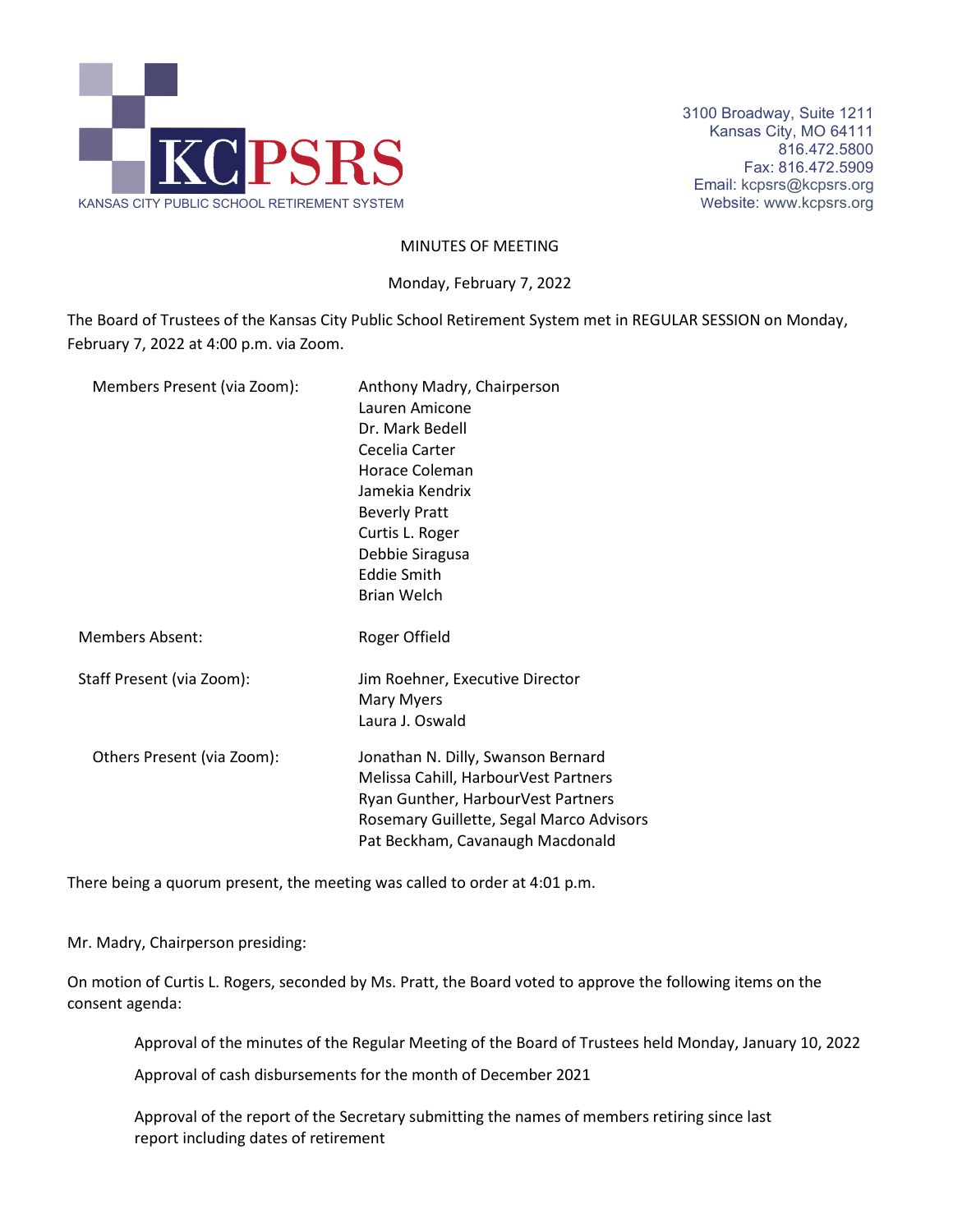KCPSRS
KANSAS CITY PUBLIC SCHOOL RETIREMENT SYSTEM

3100 Broadway, Suite 1211
Kansas City, MO 64111
816.472.5800
Fax: 816.472.5909
Email: kcpsrs@kcpsrs.org
Website: www.kcpsrs.org

MINUTES OF MEETING

Monday, February 7, 2022

The Board of Trustees of the Kansas City Public School Retirement System met in REGULAR SESSION on Monday, February 7, 2022 at 4:00 p.m. via Zoom.

| | |
|---|---|
| Members Present (via Zoom): | Anthony Madry, Chairperson<br>Lauren Amicone<br>Dr. Mark Bedell<br>Cecelia Carter<br>Horace Coleman<br>Jamekia Kendrix<br>Beverly Pratt<br>Curtis L. Roger<br>Debbie Siragusa<br>Eddie Smith<br>Brian Welch |
| Members Absent: | Roger Offield |
| Staff Present (via Zoom): | Jim Roehner, Executive Director<br>Mary Myers<br>Laura J. Oswald |
| Others Present (via Zoom): | Jonathan N. Dilly, Swanson Bernard<br>Melissa Cahill, HarbourVest Partners<br>Ryan Gunther, HarbourVest Partners<br>Rosemary Guillette, Segal Marco Advisors<br>Pat Beckham, Cavanaugh Macdonald |

There being a quorum present, the meeting was called to order at 4:01 p.m.

Mr. Madry, Chairperson presiding:

On motion of Curtis L. Rogers, seconded by Ms. Pratt, the Board voted to approve the following items on the consent agenda:

> Approval of the minutes of the Regular Meeting of the Board of Trustees held Monday, January 10, 2022
>
> Approval of cash disbursements for the month of December 2021
>
> Approval of the report of the Secretary submitting the names of members retiring since last report including dates of retirement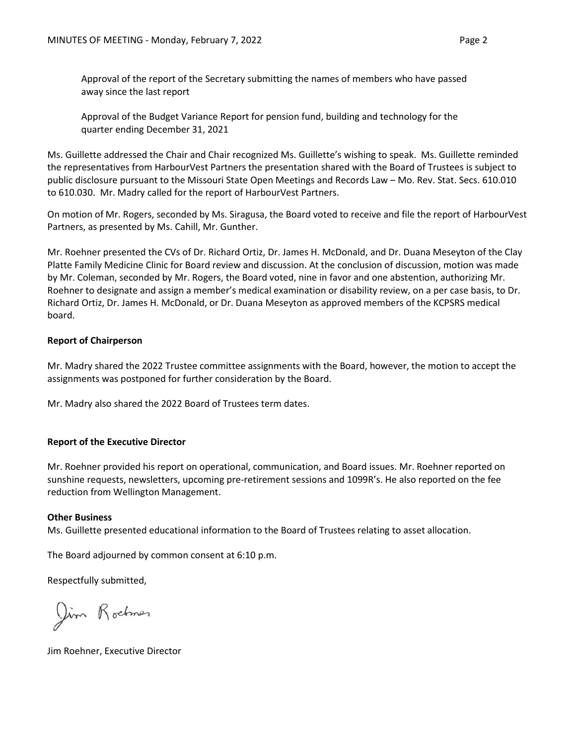Approval of the report of the Secretary submitting the names of members who have passed away since the last report

Approval of the Budget Variance Report for pension fund, building and technology for the quarter ending December 31, 2021

Ms. Guillette addressed the Chair and Chair recognized Ms. Guillette's wishing to speak. Ms. Guillette reminded the representatives from HarbourVest Partners the presentation shared with the Board of Trustees is subject to public disclosure pursuant to the Missouri State Open Meetings and Records Law – Mo. Rev. Stat. Secs. 610.010 to 610.030. Mr. Madry called for the report of HarbourVest Partners.

On motion of Mr. Rogers, seconded by Ms. Siragusa, the Board voted to receive and file the report of HarbourVest Partners, as presented by Ms. Cahill, Mr. Gunther.

Mr. Roehner presented the CVs of Dr. Richard Ortiz, Dr. James H. McDonald, and Dr. Duana Meseyton of the Clay Platte Family Medicine Clinic for Board review and discussion. At the conclusion of discussion, motion was made by Mr. Coleman, seconded by Mr. Rogers, the Board voted, nine in favor and one abstention, authorizing Mr. Roehner to designate and assign a member's medical examination or disability review, on a per case basis, to Dr. Richard Ortiz, Dr. James H. McDonald, or Dr. Duana Meseyton as approved members of the KCPSRS medical board.

**Report of Chairperson**

Mr. Madry shared the 2022 Trustee committee assignments with the Board, however, the motion to accept the assignments was postponed for further consideration by the Board.

Mr. Madry also shared the 2022 Board of Trustees term dates.

**Report of the Executive Director**

Mr. Roehner provided his report on operational, communication, and Board issues. Mr. Roehner reported on sunshine requests, newsletters, upcoming pre-retirement sessions and 1099R's. He also reported on the fee reduction from Wellington Management.

**Other Business**

Ms. Guillette presented educational information to the Board of Trustees relating to asset allocation.

The Board adjourned by common consent at 6:10 p.m.

Respectfully submitted,

Jim Roehner

Jim Roehner, Executive Director